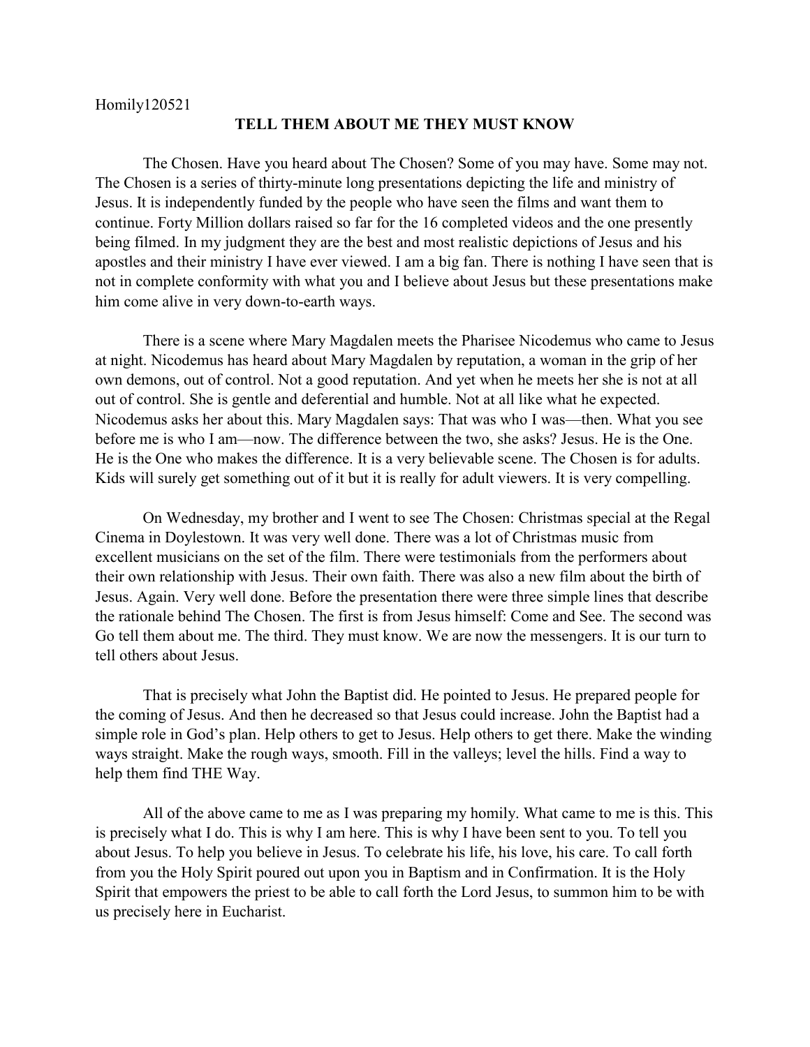Homily120521

# TELL THEM ABOUT ME THEY MUST KNOW

The Chosen. Have you heard about The Chosen? Some of you may have. Some may not. The Chosen is a series of thirty-minute long presentations depicting the life and ministry of Jesus. It is independently funded by the people who have seen the films and want them to continue. Forty Million dollars raised so far for the 16 completed videos and the one presently being filmed. In my judgment they are the best and most realistic depictions of Jesus and his apostles and their ministry I have ever viewed. I am a big fan. There is nothing I have seen that is not in complete conformity with what you and I believe about Jesus but these presentations make him come alive in very down-to-earth ways.

There is a scene where Mary Magdalen meets the Pharisee Nicodemus who came to Jesus at night. Nicodemus has heard about Mary Magdalen by reputation, a woman in the grip of her own demons, out of control. Not a good reputation. And yet when he meets her she is not at all out of control. She is gentle and deferential and humble. Not at all like what he expected. Nicodemus asks her about this. Mary Magdalen says: That was who I was—then. What you see before me is who I am—now. The difference between the two, she asks? Jesus. He is the One. He is the One who makes the difference. It is a very believable scene. The Chosen is for adults. Kids will surely get something out of it but it is really for adult viewers. It is very compelling.

On Wednesday, my brother and I went to see The Chosen: Christmas special at the Regal Cinema in Doylestown. It was very well done. There was a lot of Christmas music from excellent musicians on the set of the film. There were testimonials from the performers about their own relationship with Jesus. Their own faith. There was also a new film about the birth of Jesus. Again. Very well done. Before the presentation there were three simple lines that describe the rationale behind The Chosen. The first is from Jesus himself: Come and See. The second was Go tell them about me. The third. They must know. We are now the messengers. It is our turn to tell others about Jesus.

That is precisely what John the Baptist did. He pointed to Jesus. He prepared people for the coming of Jesus. And then he decreased so that Jesus could increase. John the Baptist had a simple role in God's plan. Help others to get to Jesus. Help others to get there. Make the winding ways straight. Make the rough ways, smooth. Fill in the valleys; level the hills. Find a way to help them find THE Way.

All of the above came to me as I was preparing my homily. What came to me is this. This is precisely what I do. This is why I am here. This is why I have been sent to you. To tell you about Jesus. To help you believe in Jesus. To celebrate his life, his love, his care. To call forth from you the Holy Spirit poured out upon you in Baptism and in Confirmation. It is the Holy Spirit that empowers the priest to be able to call forth the Lord Jesus, to summon him to be with us precisely here in Eucharist.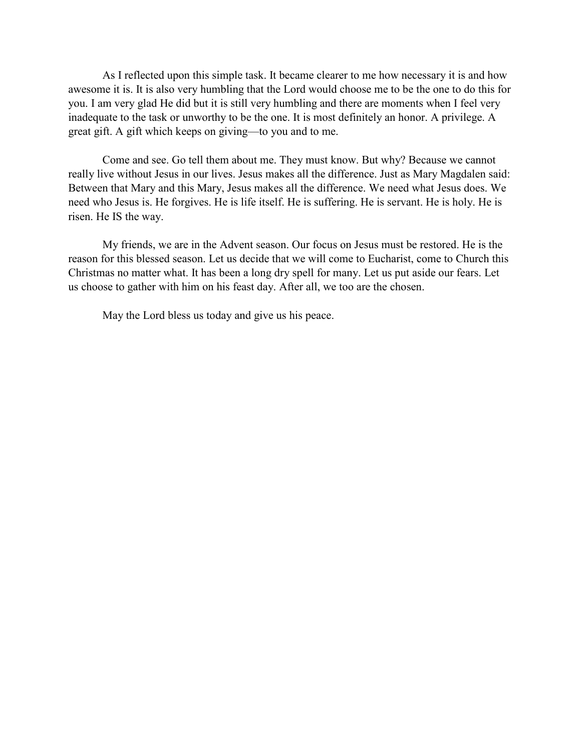As I reflected upon this simple task. It became clearer to me how necessary it is and how awesome it is. It is also very humbling that the Lord would choose me to be the one to do this for you. I am very glad He did but it is still very humbling and there are moments when I feel very inadequate to the task or unworthy to be the one. It is most definitely an honor. A privilege. A great gift. A gift which keeps on giving—to you and to me.

Come and see. Go tell them about me. They must know. But why? Because we cannot really live without Jesus in our lives. Jesus makes all the difference. Just as Mary Magdalen said: Between that Mary and this Mary, Jesus makes all the difference. We need what Jesus does. We need who Jesus is. He forgives. He is life itself. He is suffering. He is servant. He is holy. He is risen. He IS the way.

My friends, we are in the Advent season. Our focus on Jesus must be restored. He is the reason for this blessed season. Let us decide that we will come to Eucharist, come to Church this Christmas no matter what. It has been a long dry spell for many. Let us put aside our fears. Let us choose to gather with him on his feast day. After all, we too are the chosen.

May the Lord bless us today and give us his peace.